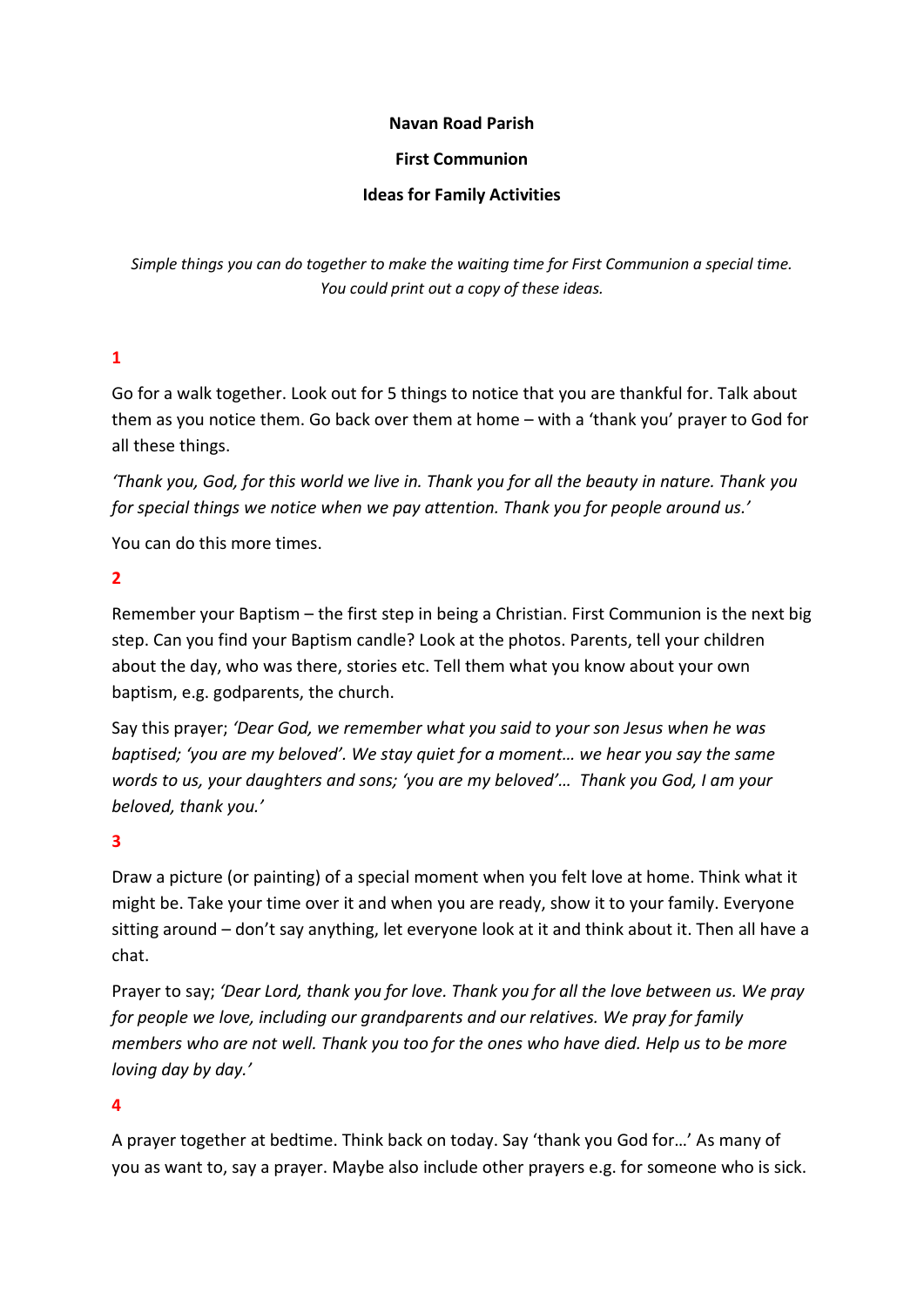**Navan Road Parish**

**First Communion**

**Ideas for Family Activities**

*Simple things you can do together to make the waiting time for First Communion a special time. You could print out a copy of these ideas.*

**1**

Go for a walk together. Look out for 5 things to notice that you are thankful for. Talk about them as you notice them. Go back over them at home – with a 'thank you' prayer to God for all these things.

*'Thank you, God, for this world we live in. Thank you for all the beauty in nature. Thank you for special things we notice when we pay attention. Thank you for people around us.'*

You can do this more times.

**2**

Remember your Baptism – the first step in being a Christian. First Communion is the next big step. Can you find your Baptism candle? Look at the photos. Parents, tell your children about the day, who was there, stories etc. Tell them what you know about your own baptism, e.g. godparents, the church.

Say this prayer; *'Dear God, we remember what you said to your son Jesus when he was baptised; 'you are my beloved'. We stay quiet for a moment… we hear you say the same words to us, your daughters and sons; 'you are my beloved'… Thank you God, I am your beloved, thank you.'*

**3**

Draw a picture (or painting) of a special moment when you felt love at home. Think what it might be. Take your time over it and when you are ready, show it to your family. Everyone sitting around – don't say anything, let everyone look at it and think about it. Then all have a chat.

Prayer to say; *'Dear Lord, thank you for love. Thank you for all the love between us. We pray for people we love, including our grandparents and our relatives. We pray for family members who are not well. Thank you too for the ones who have died. Help us to be more loving day by day.'*

**4**

A prayer together at bedtime. Think back on today. Say 'thank you God for…' As many of you as want to, say a prayer. Maybe also include other prayers e.g. for someone who is sick.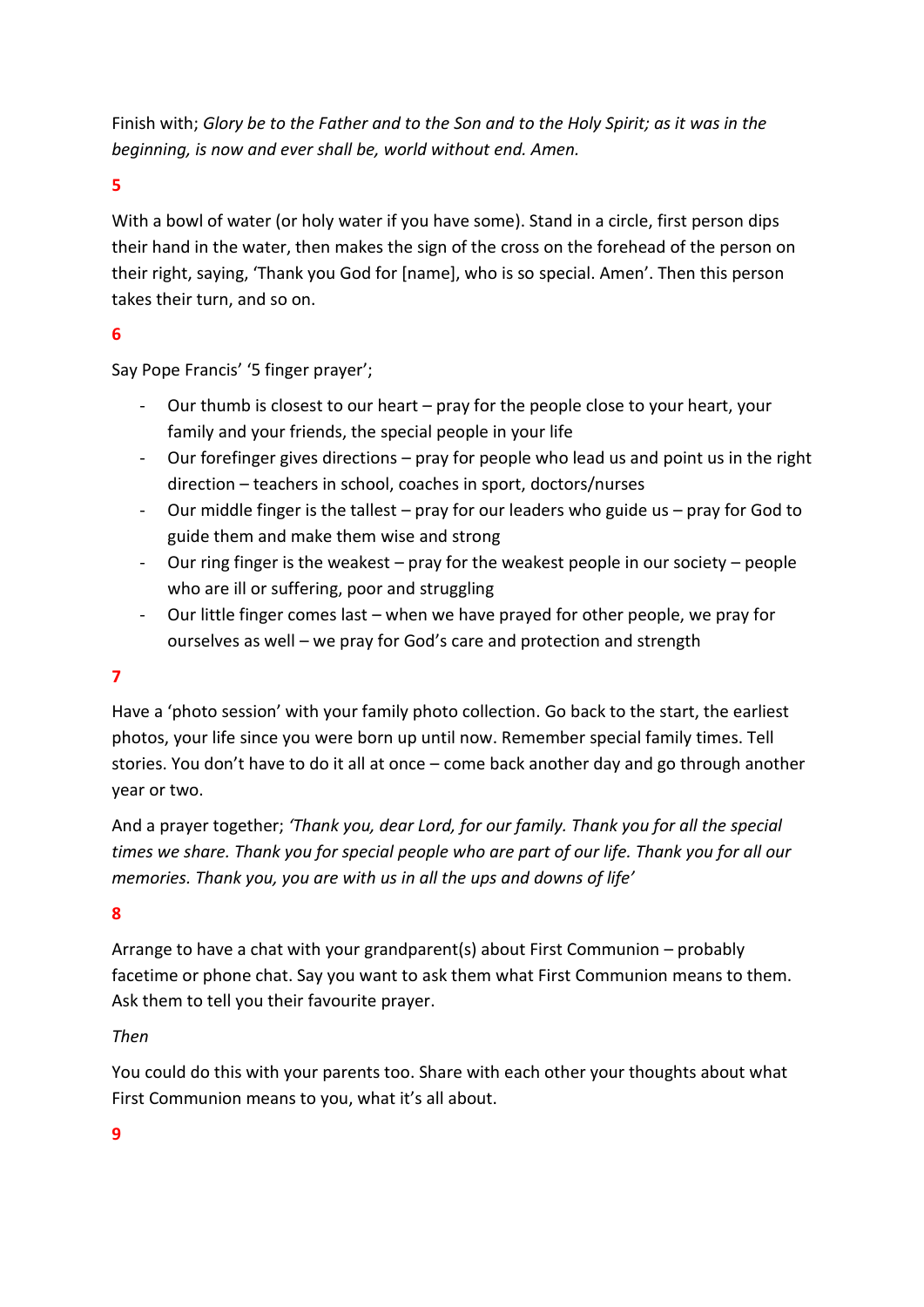Finish with; *Glory be to the Father and to the Son and to the Holy Spirit; as it was in the beginning, is now and ever shall be, world without end. Amen.*

**5**

With a bowl of water (or holy water if you have some). Stand in a circle, first person dips their hand in the water, then makes the sign of the cross on the forehead of the person on their right, saying, 'Thank you God for [name], who is so special. Amen'. Then this person takes their turn, and so on.

**6**

Say Pope Francis' '5 finger prayer';

- Our thumb is closest to our heart – pray for the people close to your heart, your family and your friends, the special people in your life
- Our forefinger gives directions – pray for people who lead us and point us in the right direction – teachers in school, coaches in sport, doctors/nurses
- Our middle finger is the tallest – pray for our leaders who guide us – pray for God to guide them and make them wise and strong
- Our ring finger is the weakest – pray for the weakest people in our society – people who are ill or suffering, poor and struggling
- Our little finger comes last – when we have prayed for other people, we pray for ourselves as well – we pray for God's care and protection and strength

**7**

Have a 'photo session' with your family photo collection. Go back to the start, the earliest photos, your life since you were born up until now. Remember special family times. Tell stories. You don't have to do it all at once – come back another day and go through another year or two.

And a prayer together; *'Thank you, dear Lord, for our family. Thank you for all the special times we share. Thank you for special people who are part of our life. Thank you for all our memories. Thank you, you are with us in all the ups and downs of life'*

**8**

Arrange to have a chat with your grandparent(s) about First Communion – probably facetime or phone chat. Say you want to ask them what First Communion means to them. Ask them to tell you their favourite prayer.

*Then*

You could do this with your parents too. Share with each other your thoughts about what First Communion means to you, what it's all about.

**9**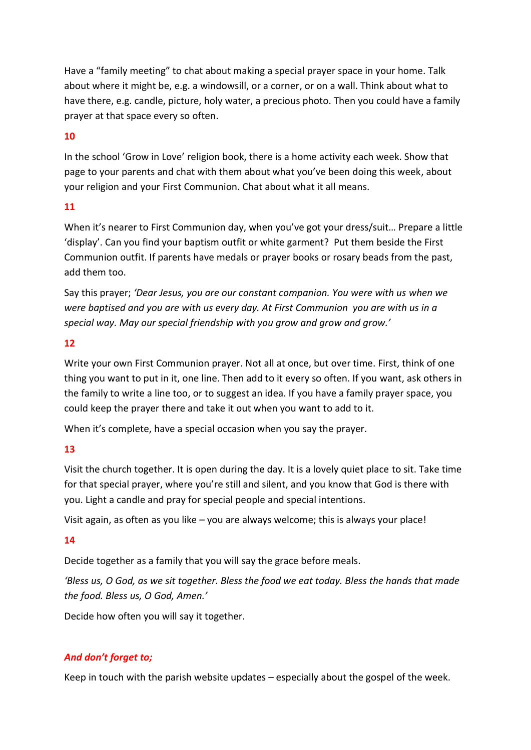Have a "family meeting" to chat about making a special prayer space in your home. Talk about where it might be, e.g. a windowsill, or a corner, or on a wall. Think about what to have there, e.g. candle, picture, holy water, a precious photo. Then you could have a family prayer at that space every so often.

**10**

In the school 'Grow in Love' religion book, there is a home activity each week. Show that page to your parents and chat with them about what you've been doing this week, about your religion and your First Communion. Chat about what it all means.

**11**

When it's nearer to First Communion day, when you've got your dress/suit… Prepare a little 'display'. Can you find your baptism outfit or white garment? Put them beside the First Communion outfit. If parents have medals or prayer books or rosary beads from the past, add them too.

Say this prayer; *'Dear Jesus, you are our constant companion. You were with us when we were baptised and you are with us every day. At First Communion you are with us in a special way. May our special friendship with you grow and grow and grow.'*

**12**

Write your own First Communion prayer. Not all at once, but over time. First, think of one thing you want to put in it, one line. Then add to it every so often. If you want, ask others in the family to write a line too, or to suggest an idea. If you have a family prayer space, you could keep the prayer there and take it out when you want to add to it.

When it's complete, have a special occasion when you say the prayer.

**13**

Visit the church together. It is open during the day. It is a lovely quiet place to sit. Take time for that special prayer, where you're still and silent, and you know that God is there with you. Light a candle and pray for special people and special intentions.

Visit again, as often as you like – you are always welcome; this is always your place!

**14**

Decide together as a family that you will say the grace before meals.

*'Bless us, O God, as we sit together. Bless the food we eat today. Bless the hands that made the food. Bless us, O God, Amen.'*

Decide how often you will say it together.

***And don't forget to;***

Keep in touch with the parish website updates – especially about the gospel of the week.